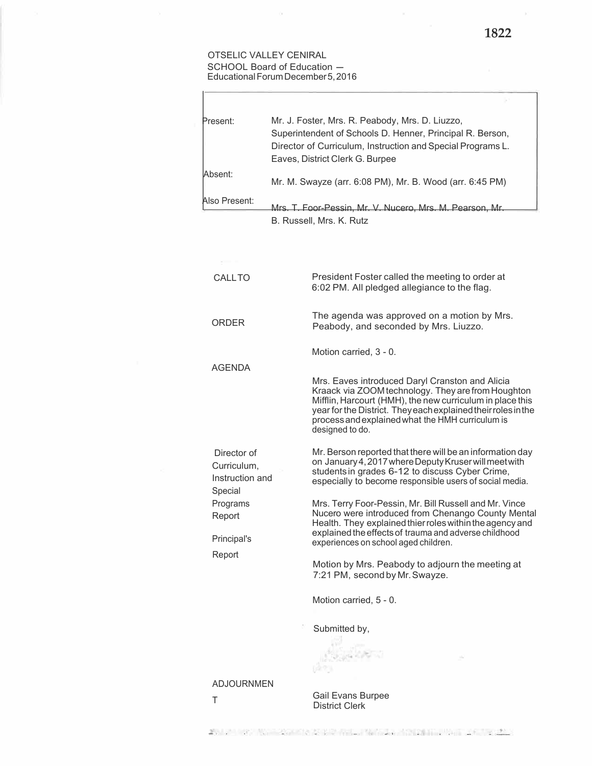OTSELIC VALLEY CENIRAL
SCHOOL Board of Education —
Educational Forum December 5, 2016

| | |
|---|---|
| Present: | Mr. J. Foster, Mrs. R. Peabody, Mrs. D. Liuzzo, Superintendent of Schools D. Henner, Principal R. Berson, Director of Curriculum, Instruction and Special Programs L. Eaves, District Clerk G. Burpee |
| Absent: | Mr. M. Swayze (arr. 6:08 PM), Mr. B. Wood (arr. 6:45 PM) |
| Also Present: | Mrs. T. Foor-Pessin, Mr. V. Nucero, Mrs. M. Pearson, Mr. B. Russell, Mrs. K. Rutz |

**CALL TO ORDER**

President Foster called the meeting to order at 6:02 PM. All pledged allegiance to the flag.

**AGENDA**

The agenda was approved on a motion by Mrs. Peabody, and seconded by Mrs. Liuzzo.

Motion carried, 3 - 0.

**Director of Curriculum, Instruction and Special Programs Report**

Mrs. Eaves introduced Daryl Cranston and Alicia Kraack via ZOOM technology. They are from Houghton Mifflin, Harcourt (HMH), the new curriculum in place this year for the District. They each explained their roles in the process and explained what the HMH curriculum is designed to do.

**Principal's Report**

Mr. Berson reported that there will be an information day on January 4, 2017 where Deputy Kruser will meet with students in grades 6-12 to discuss Cyber Crime, especially to become responsible users of social media.

Mrs. Terry Foor-Pessin, Mr. Bill Russell and Mr. Vince Nucero were introduced from Chenango County Mental Health. They explained thier roles within the agency and explained the effects of trauma and adverse childhood experiences on school aged children.

**ADJOURNMENT**

Motion by Mrs. Peabody to adjourn the meeting at 7:21 PM, second by Mr. Swayze.

Motion carried, 5 - 0.

Submitted by,

Gail Evans Burpee
District Clerk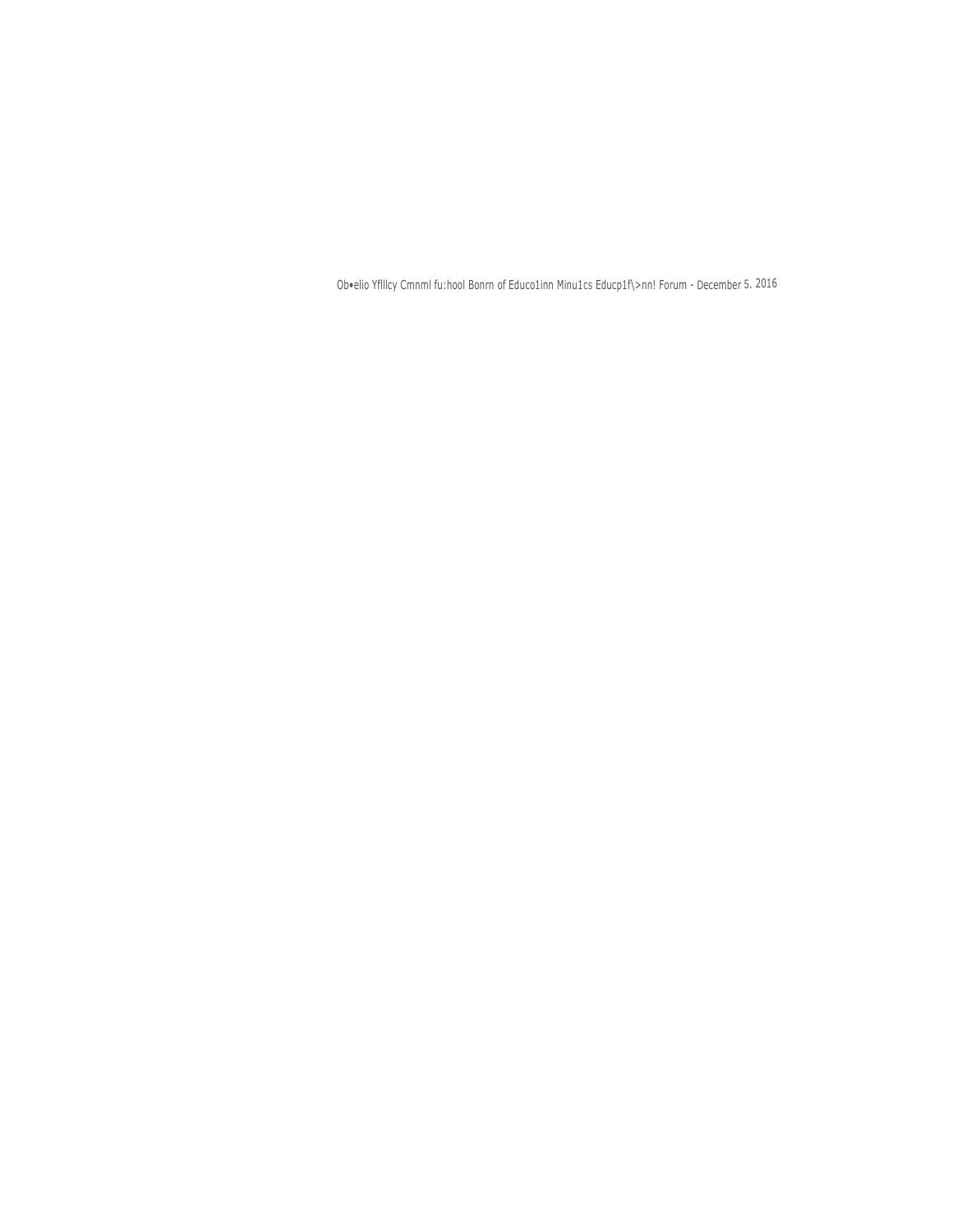Ob•elio Yflllcy Cmnml fu:hool Bonrn of Educo1inn Minu1cs Educp1f\>nn! Forum - December 5. 2016